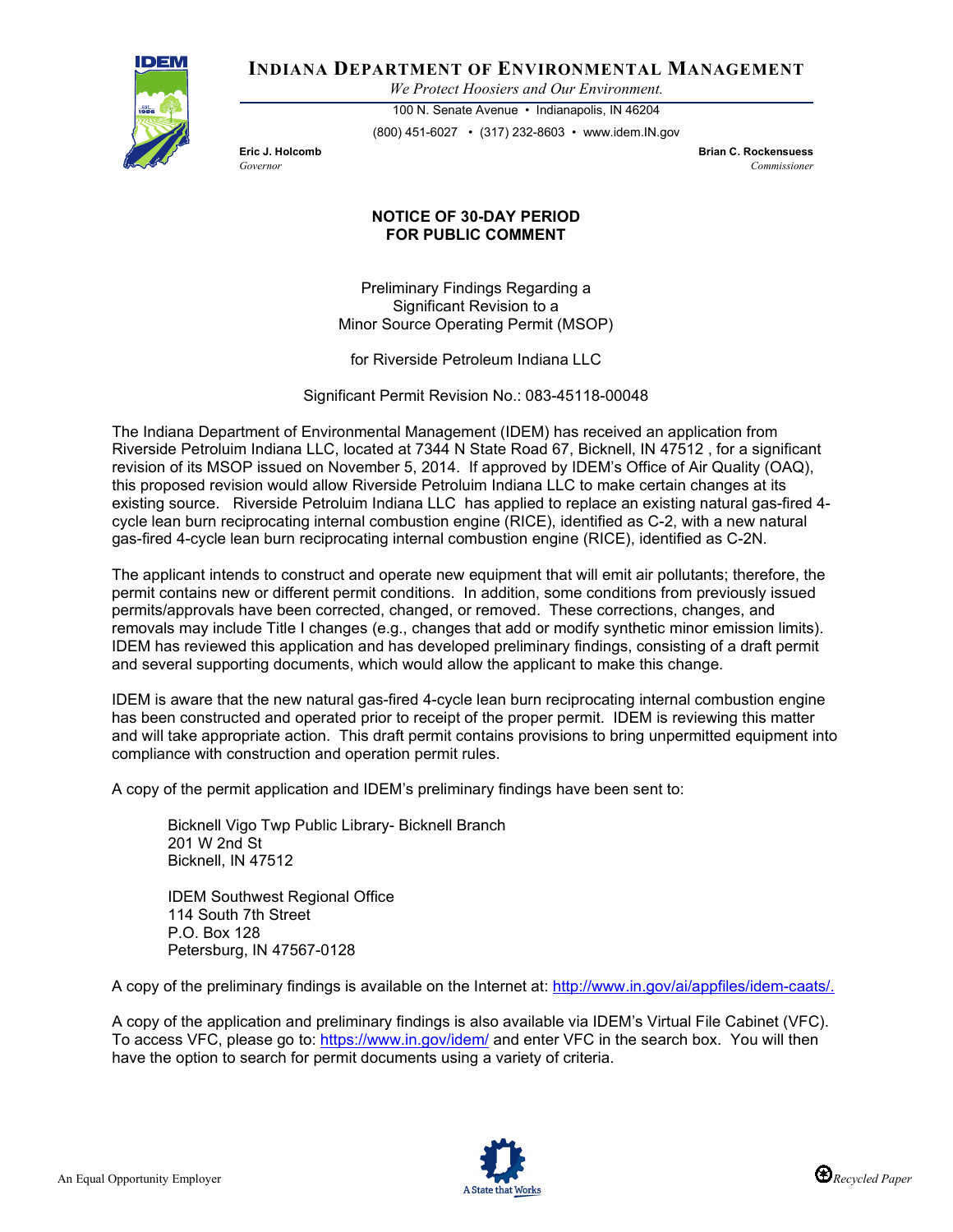# INDIANA DEPARTMENT OF ENVIRONMENTAL MANAGEMENT

*We Protect Hoosiers and Our Environment.*

100 N. Senate Avenue • Indianapolis, IN 46204

(800) 451-6027 • (317) 232-8603 • www.idem.IN.gov

**Eric J. Holcomb**
*Governor*

**Brian C. Rockensuess**
*Commissioner*

## NOTICE OF 30-DAY PERIOD FOR PUBLIC COMMENT

Preliminary Findings Regarding a
Significant Revision to a
Minor Source Operating Permit (MSOP)

for Riverside Petroleum Indiana LLC

Significant Permit Revision No.: 083-45118-00048

The Indiana Department of Environmental Management (IDEM) has received an application from Riverside Petroluim Indiana LLC, located at 7344 N State Road 67, Bicknell, IN 47512 , for a significant revision of its MSOP issued on November 5, 2014. If approved by IDEM's Office of Air Quality (OAQ), this proposed revision would allow Riverside Petroluim Indiana LLC to make certain changes at its existing source. Riverside Petroluim Indiana LLC has applied to replace an existing natural gas-fired 4-cycle lean burn reciprocating internal combustion engine (RICE), identified as C-2, with a new natural gas-fired 4-cycle lean burn reciprocating internal combustion engine (RICE), identified as C-2N.

The applicant intends to construct and operate new equipment that will emit air pollutants; therefore, the permit contains new or different permit conditions. In addition, some conditions from previously issued permits/approvals have been corrected, changed, or removed. These corrections, changes, and removals may include Title I changes (e.g., changes that add or modify synthetic minor emission limits). IDEM has reviewed this application and has developed preliminary findings, consisting of a draft permit and several supporting documents, which would allow the applicant to make this change.

IDEM is aware that the new natural gas-fired 4-cycle lean burn reciprocating internal combustion engine has been constructed and operated prior to receipt of the proper permit. IDEM is reviewing this matter and will take appropriate action. This draft permit contains provisions to bring unpermitted equipment into compliance with construction and operation permit rules.

A copy of the permit application and IDEM's preliminary findings have been sent to:

Bicknell Vigo Twp Public Library- Bicknell Branch
201 W 2nd St
Bicknell, IN 47512

IDEM Southwest Regional Office
114 South 7th Street
P.O. Box 128
Petersburg, IN 47567-0128

A copy of the preliminary findings is available on the Internet at: http://www.in.gov/ai/appfiles/idem-caats/.

A copy of the application and preliminary findings is also available via IDEM's Virtual File Cabinet (VFC). To access VFC, please go to: https://www.in.gov/idem/ and enter VFC in the search box. You will then have the option to search for permit documents using a variety of criteria.

An Equal Opportunity Employer

*Recycled Paper*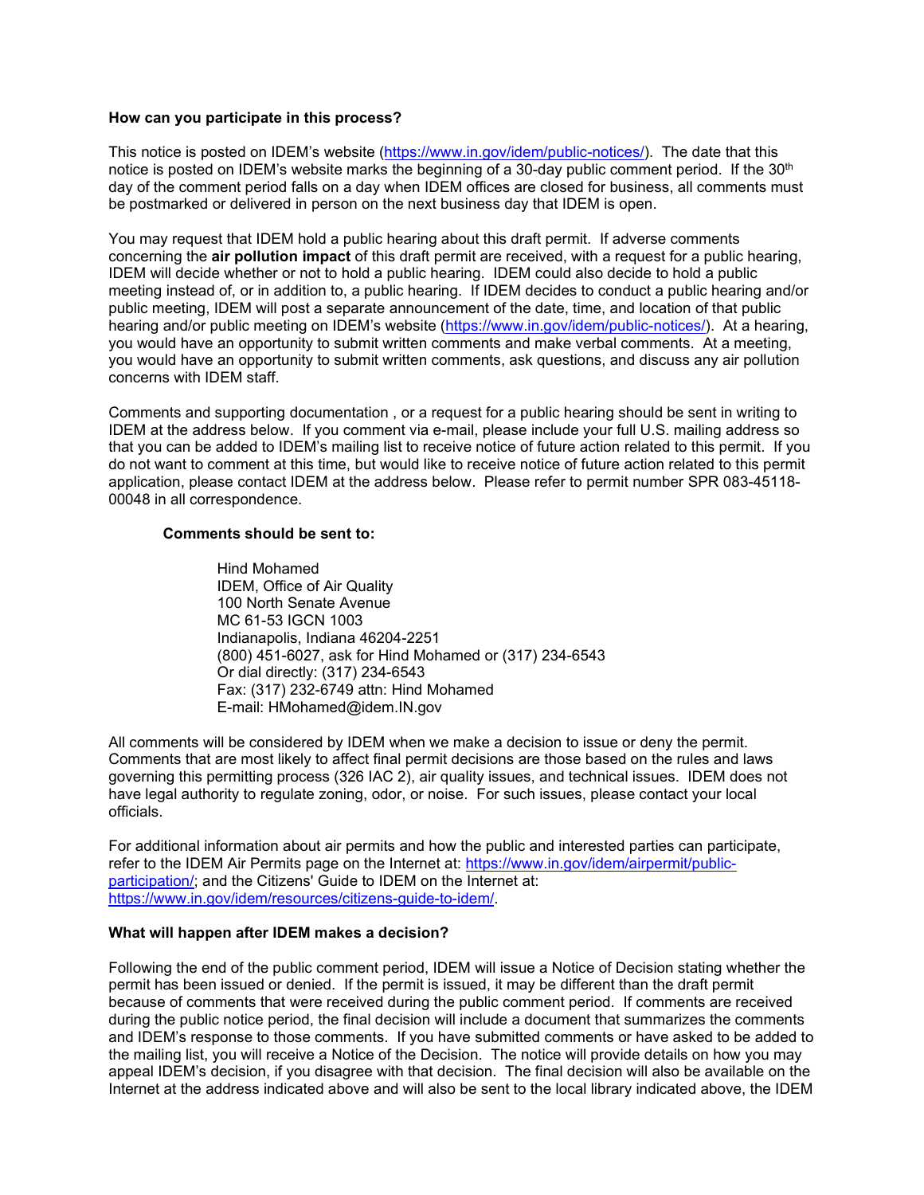**How can you participate in this process?**

This notice is posted on IDEM's website (https://www.in.gov/idem/public-notices/). The date that this notice is posted on IDEM's website marks the beginning of a 30-day public comment period. If the 30th day of the comment period falls on a day when IDEM offices are closed for business, all comments must be postmarked or delivered in person on the next business day that IDEM is open.

You may request that IDEM hold a public hearing about this draft permit. If adverse comments concerning the **air pollution impact** of this draft permit are received, with a request for a public hearing, IDEM will decide whether or not to hold a public hearing. IDEM could also decide to hold a public meeting instead of, or in addition to, a public hearing. If IDEM decides to conduct a public hearing and/or public meeting, IDEM will post a separate announcement of the date, time, and location of that public hearing and/or public meeting on IDEM's website (https://www.in.gov/idem/public-notices/). At a hearing, you would have an opportunity to submit written comments and make verbal comments. At a meeting, you would have an opportunity to submit written comments, ask questions, and discuss any air pollution concerns with IDEM staff.

Comments and supporting documentation , or a request for a public hearing should be sent in writing to IDEM at the address below. If you comment via e-mail, please include your full U.S. mailing address so that you can be added to IDEM's mailing list to receive notice of future action related to this permit. If you do not want to comment at this time, but would like to receive notice of future action related to this permit application, please contact IDEM at the address below. Please refer to permit number SPR 083-45118-00048 in all correspondence.

**Comments should be sent to:**

Hind Mohamed
IDEM, Office of Air Quality
100 North Senate Avenue
MC 61-53 IGCN 1003
Indianapolis, Indiana 46204-2251
(800) 451-6027, ask for Hind Mohamed or (317) 234-6543
Or dial directly: (317) 234-6543
Fax: (317) 232-6749 attn: Hind Mohamed
E-mail: HMohamed@idem.IN.gov

All comments will be considered by IDEM when we make a decision to issue or deny the permit. Comments that are most likely to affect final permit decisions are those based on the rules and laws governing this permitting process (326 IAC 2), air quality issues, and technical issues. IDEM does not have legal authority to regulate zoning, odor, or noise. For such issues, please contact your local officials.

For additional information about air permits and how the public and interested parties can participate, refer to the IDEM Air Permits page on the Internet at: https://www.in.gov/idem/airpermit/public-participation/; and the Citizens' Guide to IDEM on the Internet at: https://www.in.gov/idem/resources/citizens-guide-to-idem/.

**What will happen after IDEM makes a decision?**

Following the end of the public comment period, IDEM will issue a Notice of Decision stating whether the permit has been issued or denied. If the permit is issued, it may be different than the draft permit because of comments that were received during the public comment period. If comments are received during the public notice period, the final decision will include a document that summarizes the comments and IDEM's response to those comments. If you have submitted comments or have asked to be added to the mailing list, you will receive a Notice of the Decision. The notice will provide details on how you may appeal IDEM's decision, if you disagree with that decision. The final decision will also be available on the Internet at the address indicated above and will also be sent to the local library indicated above, the IDEM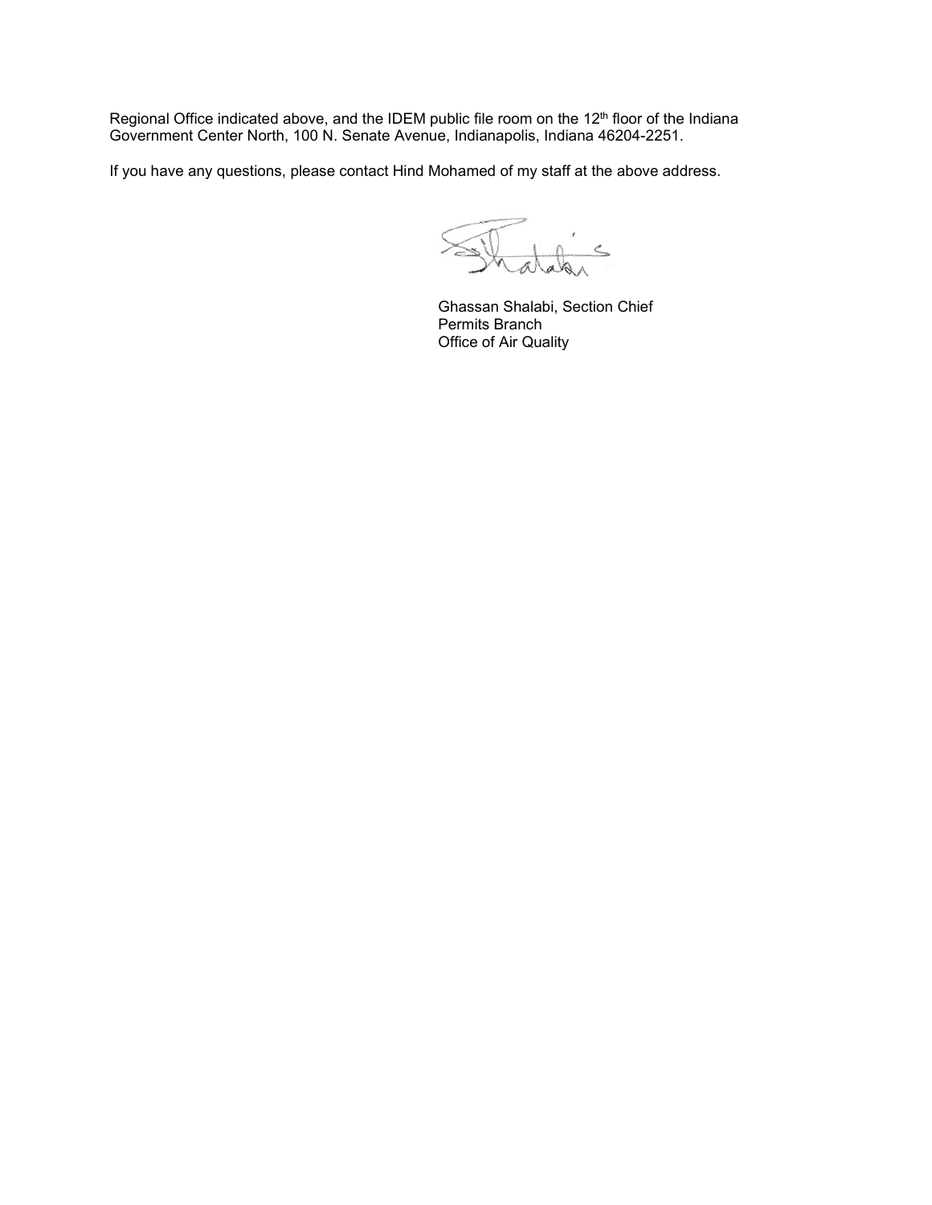Regional Office indicated above, and the IDEM public file room on the 12th floor of the Indiana Government Center North, 100 N. Senate Avenue, Indianapolis, Indiana 46204-2251.

If you have any questions, please contact Hind Mohamed of my staff at the above address.

Ghassan Shalabi, Section Chief
Permits Branch
Office of Air Quality